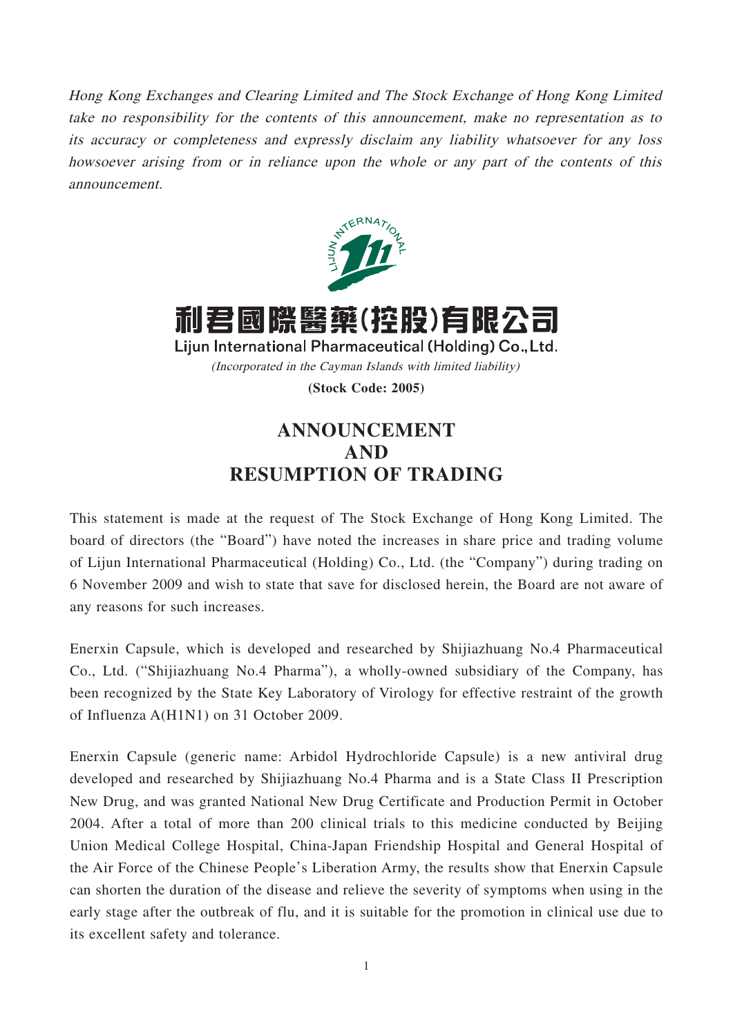*Hong Kong Exchanges and Clearing Limited and The Stock Exchange of Hong Kong Limited take no responsibility for the contents of this announcement, make no representation as to its accuracy or completeness and expressly disclaim any liability whatsoever for any loss howsoever arising from or in reliance upon the whole or any part of the contents of this announcement.*

# 利君國際醫藥(控股)有限公司

**Lijun International Pharmaceutical (Holding) Co., Ltd.**

*(Incorporated in the Cayman Islands with limited liability)*

**(Stock Code: 2005)**

# ANNOUNCEMENT AND RESUMPTION OF TRADING

This statement is made at the request of The Stock Exchange of Hong Kong Limited. The board of directors (the "Board") have noted the increases in share price and trading volume of Lijun International Pharmaceutical (Holding) Co., Ltd. (the "Company") during trading on 6 November 2009 and wish to state that save for disclosed herein, the Board are not aware of any reasons for such increases.

Enerxin Capsule, which is developed and researched by Shijiazhuang No.4 Pharmaceutical Co., Ltd. ("Shijiazhuang No.4 Pharma"), a wholly-owned subsidiary of the Company, has been recognized by the State Key Laboratory of Virology for effective restraint of the growth of Influenza A(H1N1) on 31 October 2009.

Enerxin Capsule (generic name: Arbidol Hydrochloride Capsule) is a new antiviral drug developed and researched by Shijiazhuang No.4 Pharma and is a State Class II Prescription New Drug, and was granted National New Drug Certificate and Production Permit in October 2004. After a total of more than 200 clinical trials to this medicine conducted by Beijing Union Medical College Hospital, China-Japan Friendship Hospital and General Hospital of the Air Force of the Chinese People's Liberation Army, the results show that Enerxin Capsule can shorten the duration of the disease and relieve the severity of symptoms when using in the early stage after the outbreak of flu, and it is suitable for the promotion in clinical use due to its excellent safety and tolerance.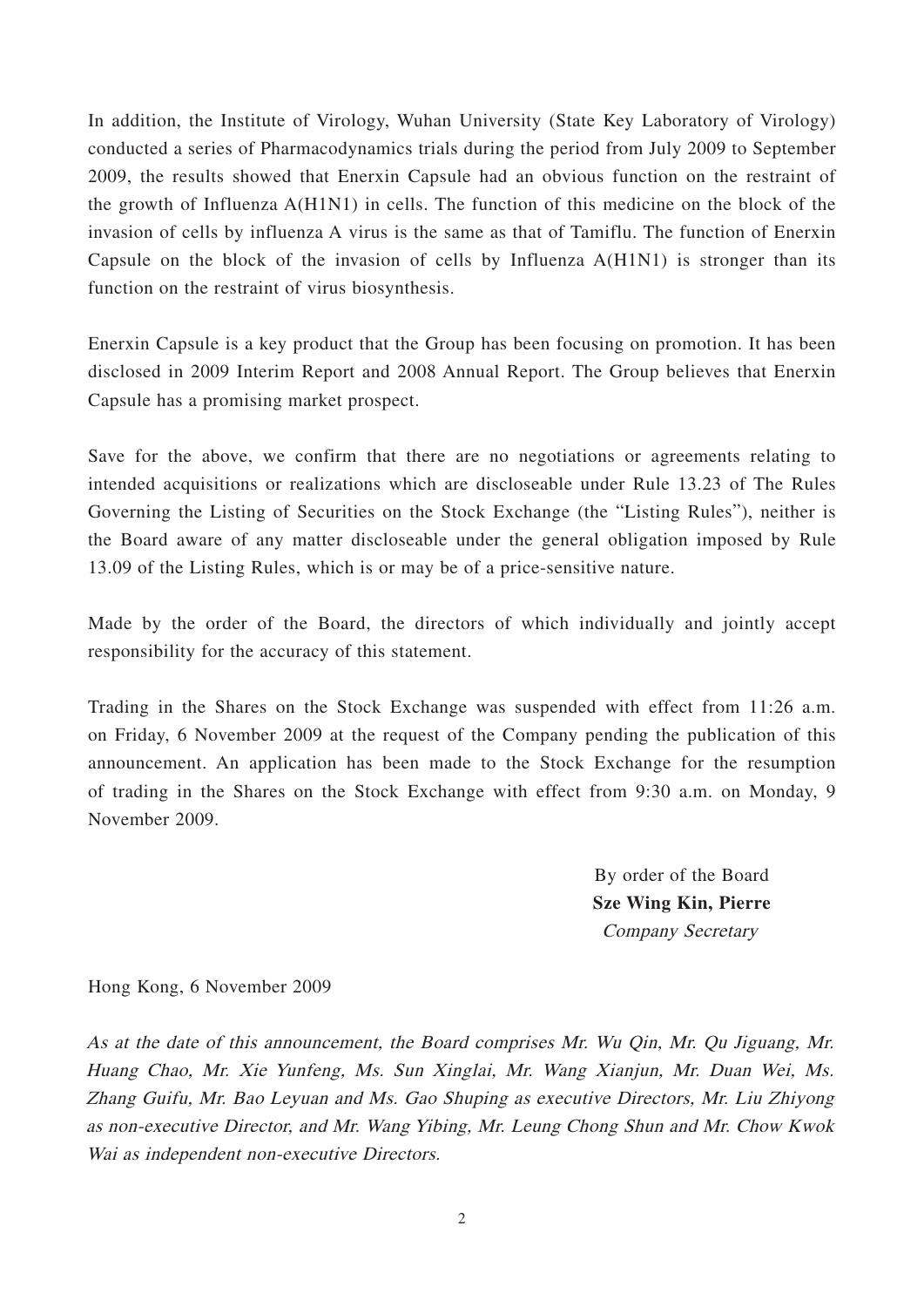In addition, the Institute of Virology, Wuhan University (State Key Laboratory of Virology) conducted a series of Pharmacodynamics trials during the period from July 2009 to September 2009, the results showed that Enerxin Capsule had an obvious function on the restraint of the growth of Influenza A(H1N1) in cells. The function of this medicine on the block of the invasion of cells by influenza A virus is the same as that of Tamiflu. The function of Enerxin Capsule on the block of the invasion of cells by Influenza A(H1N1) is stronger than its function on the restraint of virus biosynthesis.

Enerxin Capsule is a key product that the Group has been focusing on promotion. It has been disclosed in 2009 Interim Report and 2008 Annual Report. The Group believes that Enerxin Capsule has a promising market prospect.

Save for the above, we confirm that there are no negotiations or agreements relating to intended acquisitions or realizations which are discloseable under Rule 13.23 of The Rules Governing the Listing of Securities on the Stock Exchange (the "Listing Rules"), neither is the Board aware of any matter discloseable under the general obligation imposed by Rule 13.09 of the Listing Rules, which is or may be of a price-sensitive nature.

Made by the order of the Board, the directors of which individually and jointly accept responsibility for the accuracy of this statement.

Trading in the Shares on the Stock Exchange was suspended with effect from 11:26 a.m. on Friday, 6 November 2009 at the request of the Company pending the publication of this announcement. An application has been made to the Stock Exchange for the resumption of trading in the Shares on the Stock Exchange with effect from 9:30 a.m. on Monday, 9 November 2009.

By order of the Board
**Sze Wing Kin, Pierre**
*Company Secretary*

Hong Kong, 6 November 2009

*As at the date of this announcement, the Board comprises Mr. Wu Qin, Mr. Qu Jiguang, Mr. Huang Chao, Mr. Xie Yunfeng, Ms. Sun Xinglai, Mr. Wang Xianjun, Mr. Duan Wei, Ms. Zhang Guifu, Mr. Bao Leyuan and Ms. Gao Shuping as executive Directors, Mr. Liu Zhiyong as non-executive Director, and Mr. Wang Yibing, Mr. Leung Chong Shun and Mr. Chow Kwok Wai as independent non-executive Directors.*